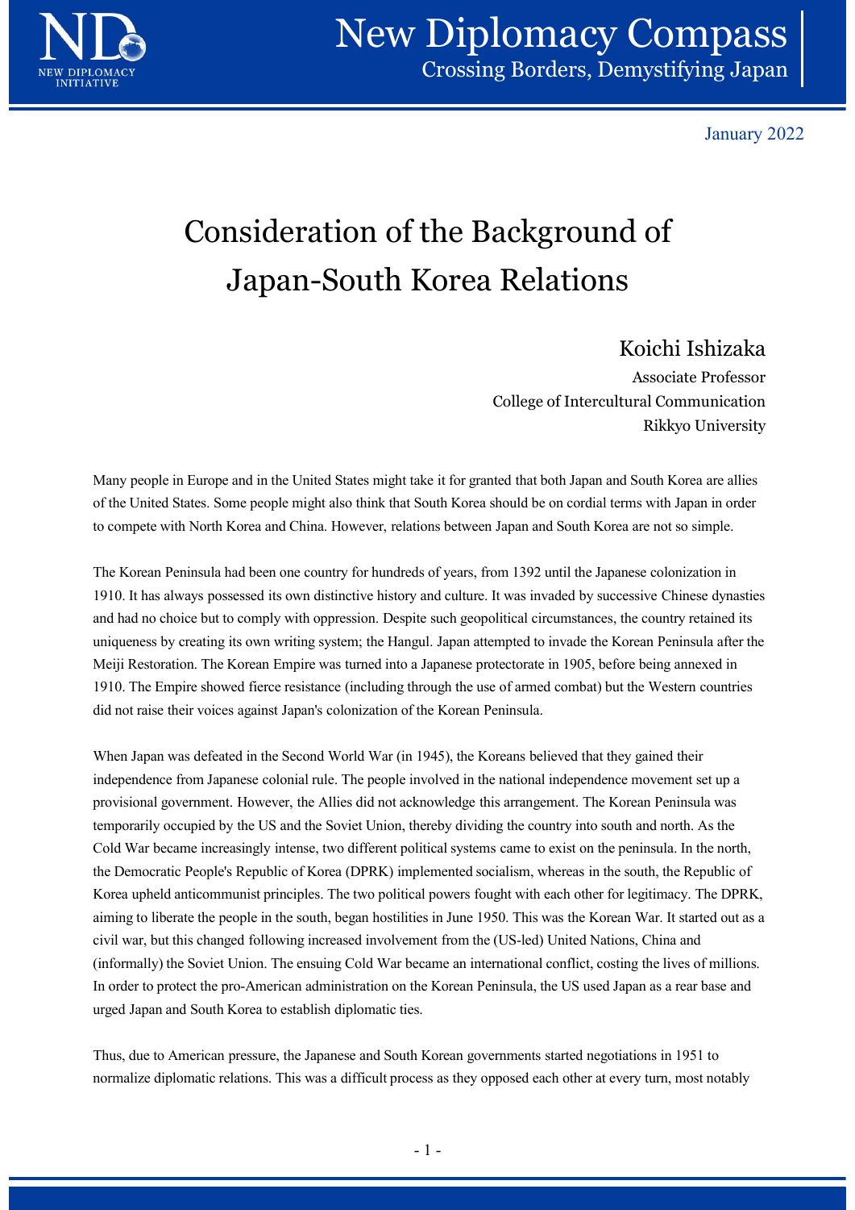January 2022

# Consideration of the Background of Japan-South Korea Relations

**Koichi Ishizaka**
Associate Professor
College of Intercultural Communication
Rikkyo University

Many people in Europe and in the United States might take it for granted that both Japan and South Korea are allies of the United States. Some people might also think that South Korea should be on cordial terms with Japan in order to compete with North Korea and China. However, relations between Japan and South Korea are not so simple.

The Korean Peninsula had been one country for hundreds of years, from 1392 until the Japanese colonization in 1910. It has always possessed its own distinctive history and culture. It was invaded by successive Chinese dynasties and had no choice but to comply with oppression. Despite such geopolitical circumstances, the country retained its uniqueness by creating its own writing system; the Hangul. Japan attempted to invade the Korean Peninsula after the Meiji Restoration. The Korean Empire was turned into a Japanese protectorate in 1905, before being annexed in 1910. The Empire showed fierce resistance (including through the use of armed combat) but the Western countries did not raise their voices against Japan's colonization of the Korean Peninsula.

When Japan was defeated in the Second World War (in 1945), the Koreans believed that they gained their independence from Japanese colonial rule. The people involved in the national independence movement set up a provisional government. However, the Allies did not acknowledge this arrangement. The Korean Peninsula was temporarily occupied by the US and the Soviet Union, thereby dividing the country into south and north. As the Cold War became increasingly intense, two different political systems came to exist on the peninsula. In the north, the Democratic People's Republic of Korea (DPRK) implemented socialism, whereas in the south, the Republic of Korea upheld anticommunist principles. The two political powers fought with each other for legitimacy. The DPRK, aiming to liberate the people in the south, began hostilities in June 1950. This was the Korean War. It started out as a civil war, but this changed following increased involvement from the (US-led) United Nations, China and (informally) the Soviet Union. The ensuing Cold War became an international conflict, costing the lives of millions. In order to protect the pro-American administration on the Korean Peninsula, the US used Japan as a rear base and urged Japan and South Korea to establish diplomatic ties.

Thus, due to American pressure, the Japanese and South Korean governments started negotiations in 1951 to normalize diplomatic relations. This was a difficult process as they opposed each other at every turn, most notably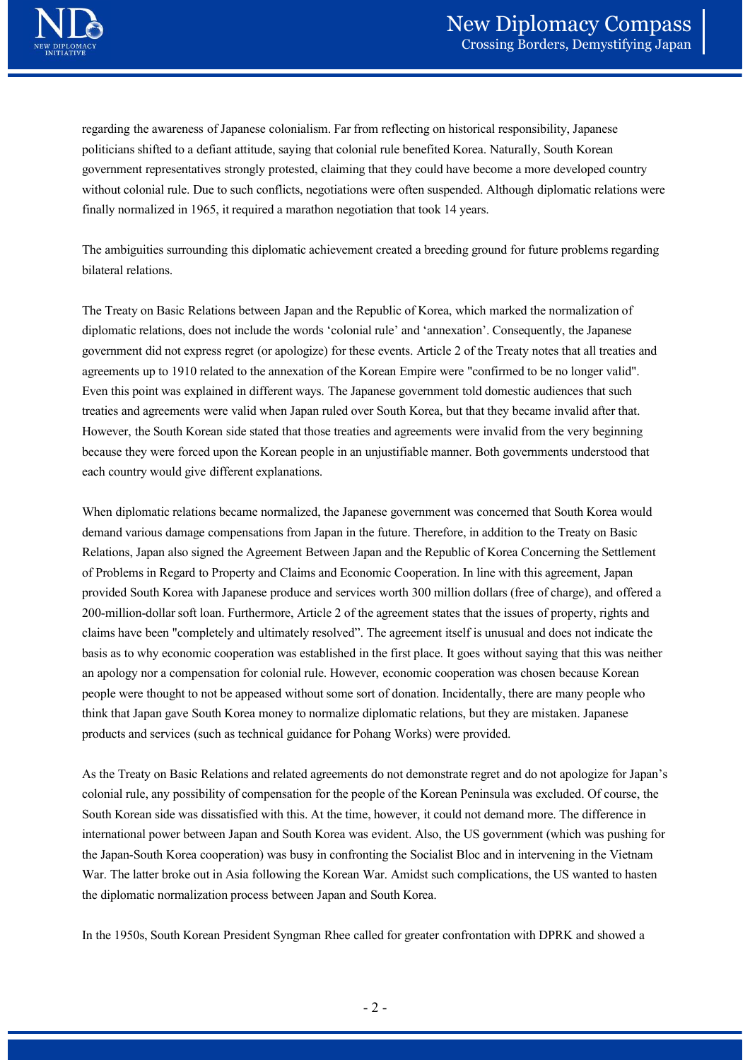regarding the awareness of Japanese colonialism. Far from reflecting on historical responsibility, Japanese politicians shifted to a defiant attitude, saying that colonial rule benefited Korea. Naturally, South Korean government representatives strongly protested, claiming that they could have become a more developed country without colonial rule. Due to such conflicts, negotiations were often suspended. Although diplomatic relations were finally normalized in 1965, it required a marathon negotiation that took 14 years.

The ambiguities surrounding this diplomatic achievement created a breeding ground for future problems regarding bilateral relations.

The Treaty on Basic Relations between Japan and the Republic of Korea, which marked the normalization of diplomatic relations, does not include the words 'colonial rule' and 'annexation'. Consequently, the Japanese government did not express regret (or apologize) for these events. Article 2 of the Treaty notes that all treaties and agreements up to 1910 related to the annexation of the Korean Empire were "confirmed to be no longer valid". Even this point was explained in different ways. The Japanese government told domestic audiences that such treaties and agreements were valid when Japan ruled over South Korea, but that they became invalid after that. However, the South Korean side stated that those treaties and agreements were invalid from the very beginning because they were forced upon the Korean people in an unjustifiable manner. Both governments understood that each country would give different explanations.

When diplomatic relations became normalized, the Japanese government was concerned that South Korea would demand various damage compensations from Japan in the future. Therefore, in addition to the Treaty on Basic Relations, Japan also signed the Agreement Between Japan and the Republic of Korea Concerning the Settlement of Problems in Regard to Property and Claims and Economic Cooperation. In line with this agreement, Japan provided South Korea with Japanese produce and services worth 300 million dollars (free of charge), and offered a 200-million-dollar soft loan. Furthermore, Article 2 of the agreement states that the issues of property, rights and claims have been "completely and ultimately resolved". The agreement itself is unusual and does not indicate the basis as to why economic cooperation was established in the first place. It goes without saying that this was neither an apology nor a compensation for colonial rule. However, economic cooperation was chosen because Korean people were thought to not be appeased without some sort of donation. Incidentally, there are many people who think that Japan gave South Korea money to normalize diplomatic relations, but they are mistaken. Japanese products and services (such as technical guidance for Pohang Works) were provided.

As the Treaty on Basic Relations and related agreements do not demonstrate regret and do not apologize for Japan's colonial rule, any possibility of compensation for the people of the Korean Peninsula was excluded. Of course, the South Korean side was dissatisfied with this. At the time, however, it could not demand more. The difference in international power between Japan and South Korea was evident. Also, the US government (which was pushing for the Japan-South Korea cooperation) was busy in confronting the Socialist Bloc and in intervening in the Vietnam War. The latter broke out in Asia following the Korean War. Amidst such complications, the US wanted to hasten the diplomatic normalization process between Japan and South Korea.

In the 1950s, South Korean President Syngman Rhee called for greater confrontation with DPRK and showed a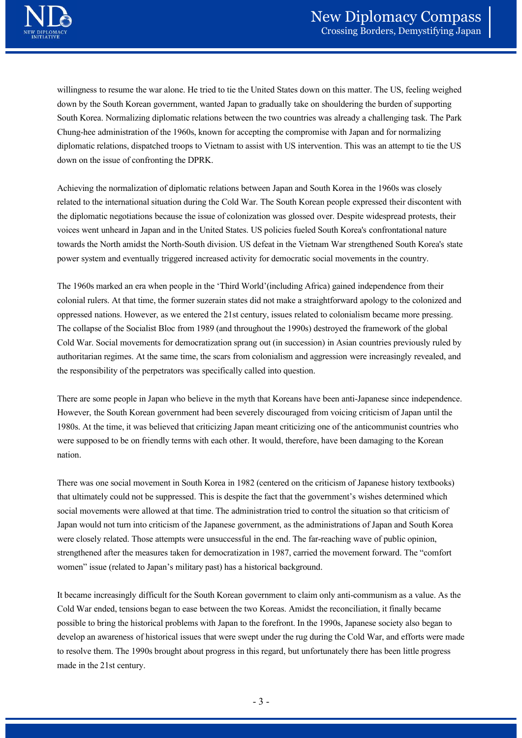willingness to resume the war alone. He tried to tie the United States down on this matter. The US, feeling weighed down by the South Korean government, wanted Japan to gradually take on shouldering the burden of supporting South Korea. Normalizing diplomatic relations between the two countries was already a challenging task. The Park Chung-hee administration of the 1960s, known for accepting the compromise with Japan and for normalizing diplomatic relations, dispatched troops to Vietnam to assist with US intervention. This was an attempt to tie the US down on the issue of confronting the DPRK.

Achieving the normalization of diplomatic relations between Japan and South Korea in the 1960s was closely related to the international situation during the Cold War. The South Korean people expressed their discontent with the diplomatic negotiations because the issue of colonization was glossed over. Despite widespread protests, their voices went unheard in Japan and in the United States. US policies fueled South Korea's confrontational nature towards the North amidst the North-South division. US defeat in the Vietnam War strengthened South Korea's state power system and eventually triggered increased activity for democratic social movements in the country.

The 1960s marked an era when people in the 'Third World'(including Africa) gained independence from their colonial rulers. At that time, the former suzerain states did not make a straightforward apology to the colonized and oppressed nations. However, as we entered the 21st century, issues related to colonialism became more pressing. The collapse of the Socialist Bloc from 1989 (and throughout the 1990s) destroyed the framework of the global Cold War. Social movements for democratization sprang out (in succession) in Asian countries previously ruled by authoritarian regimes. At the same time, the scars from colonialism and aggression were increasingly revealed, and the responsibility of the perpetrators was specifically called into question.

There are some people in Japan who believe in the myth that Koreans have been anti-Japanese since independence. However, the South Korean government had been severely discouraged from voicing criticism of Japan until the 1980s. At the time, it was believed that criticizing Japan meant criticizing one of the anticommunist countries who were supposed to be on friendly terms with each other. It would, therefore, have been damaging to the Korean nation.

There was one social movement in South Korea in 1982 (centered on the criticism of Japanese history textbooks) that ultimately could not be suppressed. This is despite the fact that the government's wishes determined which social movements were allowed at that time. The administration tried to control the situation so that criticism of Japan would not turn into criticism of the Japanese government, as the administrations of Japan and South Korea were closely related. Those attempts were unsuccessful in the end. The far-reaching wave of public opinion, strengthened after the measures taken for democratization in 1987, carried the movement forward. The "comfort women" issue (related to Japan's military past) has a historical background.

It became increasingly difficult for the South Korean government to claim only anti-communism as a value. As the Cold War ended, tensions began to ease between the two Koreas. Amidst the reconciliation, it finally became possible to bring the historical problems with Japan to the forefront. In the 1990s, Japanese society also began to develop an awareness of historical issues that were swept under the rug during the Cold War, and efforts were made to resolve them. The 1990s brought about progress in this regard, but unfortunately there has been little progress made in the 21st century.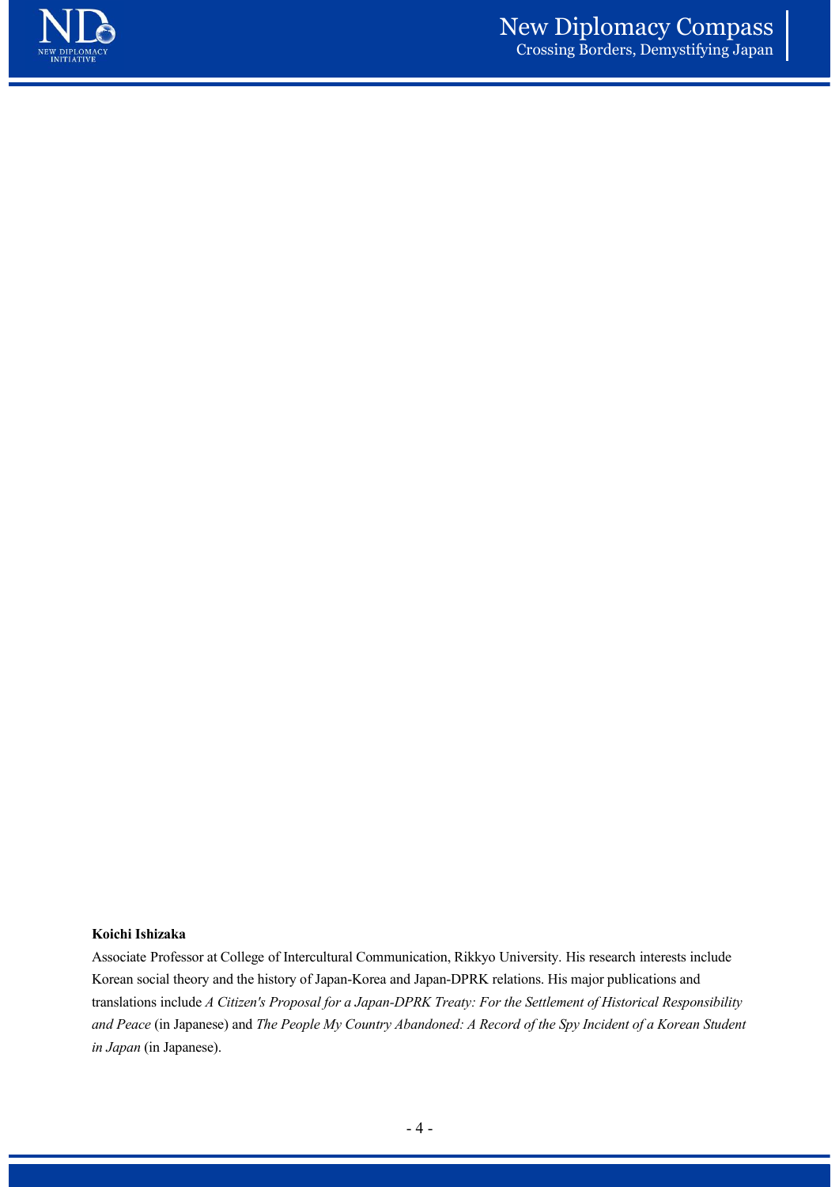**Koichi Ishizaka**

Associate Professor at College of Intercultural Communication, Rikkyo University. His research interests include Korean social theory and the history of Japan-Korea and Japan-DPRK relations. His major publications and translations include *A Citizen's Proposal for a Japan-DPRK Treaty: For the Settlement of Historical Responsibility and Peace* (in Japanese) and *The People My Country Abandoned: A Record of the Spy Incident of a Korean Student in Japan* (in Japanese).